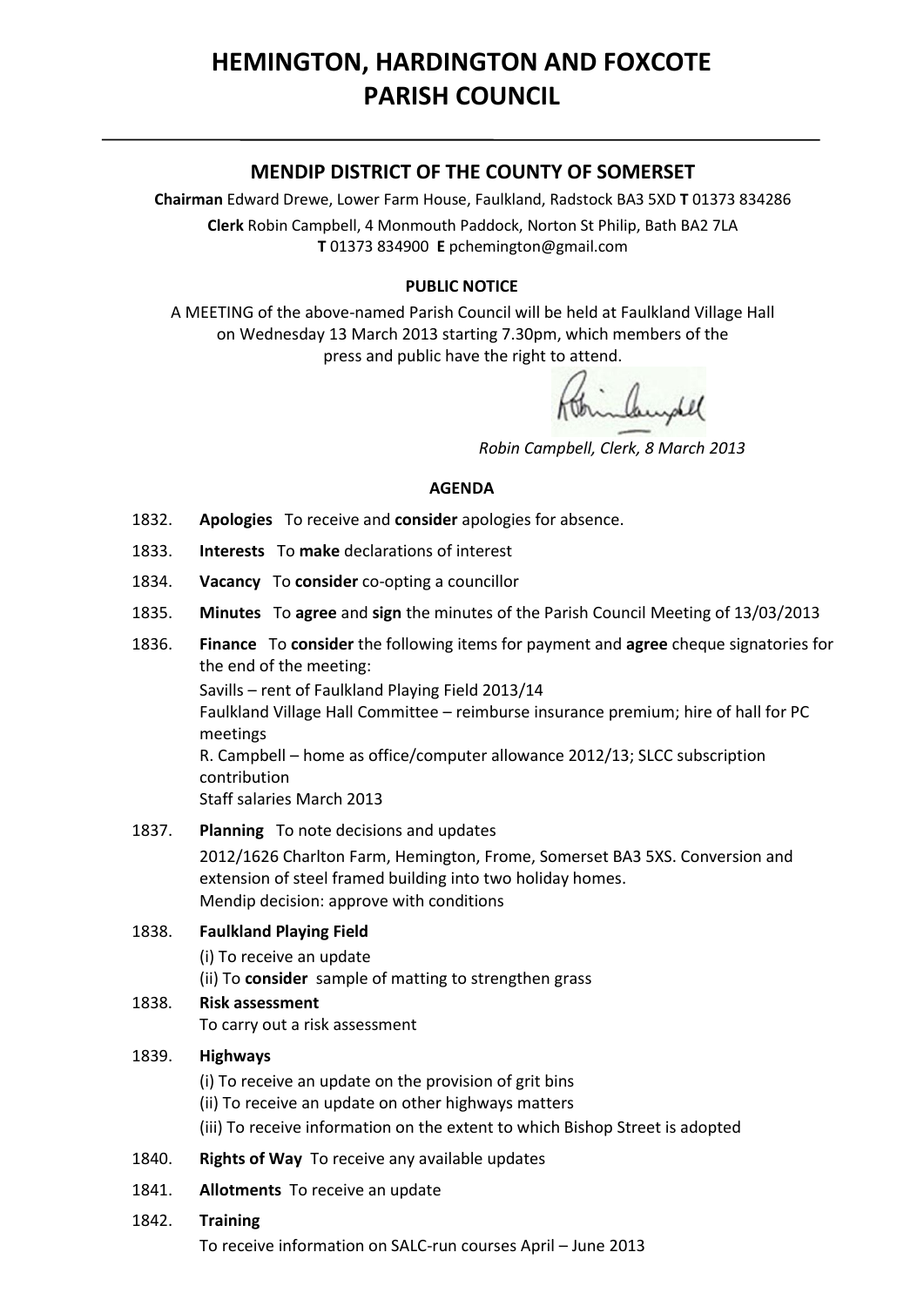# HEMINGTON, HARDINGTON AND FOXCOTE PARISH COUNCIL

## MENDIP DISTRICT OF THE COUNTY OF SOMERSET

**Chairman** Edward Drewe, Lower Farm House, Faulkland, Radstock BA3 5XD **T** 01373 834286

**Clerk** Robin Campbell, 4 Monmouth Paddock, Norton St Philip, Bath BA2 7LA
**T** 01373 834900 **E** pchemington@gmail.com

**PUBLIC NOTICE**

A MEETING of the above-named Parish Council will be held at Faulkland Village Hall on Wednesday 13 March 2013 starting 7.30pm, which members of the press and public have the right to attend.

*Robin Campbell, Clerk, 8 March 2013*

**AGENDA**

1832. **Apologies** To receive and **consider** apologies for absence.

1833. **Interests** To **make** declarations of interest

1834. **Vacancy** To **consider** co-opting a councillor

1835. **Minutes** To **agree** and **sign** the minutes of the Parish Council Meeting of 13/03/2013

1836. **Finance** To **consider** the following items for payment and **agree** cheque signatories for the end of the meeting:
Savills – rent of Faulkland Playing Field 2013/14
Faulkland Village Hall Committee – reimburse insurance premium; hire of hall for PC meetings
R. Campbell – home as office/computer allowance 2012/13; SLCC subscription contribution
Staff salaries March 2013

1837. **Planning** To note decisions and updates
2012/1626 Charlton Farm, Hemington, Frome, Somerset BA3 5XS. Conversion and extension of steel framed building into two holiday homes.
Mendip decision: approve with conditions

1838. **Faulkland Playing Field**
(i) To receive an update
(ii) To **consider** sample of matting to strengthen grass

1838. **Risk assessment**
To carry out a risk assessment

1839. **Highways**
(i) To receive an update on the provision of grit bins
(ii) To receive an update on other highways matters
(iii) To receive information on the extent to which Bishop Street is adopted

1840. **Rights of Way** To receive any available updates

1841. **Allotments** To receive an update

1842. **Training**
To receive information on SALC-run courses April – June 2013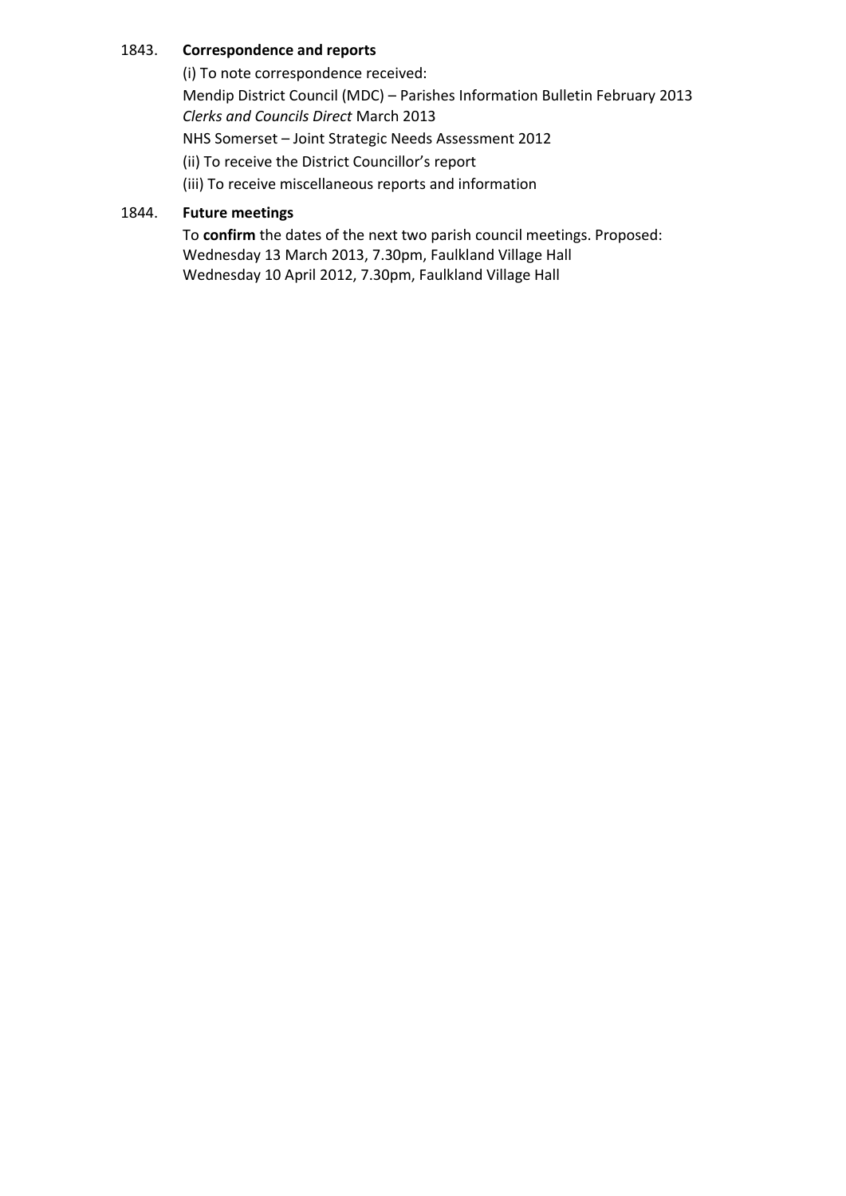1843. **Correspondence and reports**

(i) To note correspondence received:
Mendip District Council (MDC) – Parishes Information Bulletin February 2013
*Clerks and Councils Direct* March 2013
NHS Somerset – Joint Strategic Needs Assessment 2012
(ii) To receive the District Councillor's report
(iii) To receive miscellaneous reports and information

1844. **Future meetings**

To **confirm** the dates of the next two parish council meetings. Proposed:
Wednesday 13 March 2013, 7.30pm, Faulkland Village Hall
Wednesday 10 April 2012, 7.30pm, Faulkland Village Hall